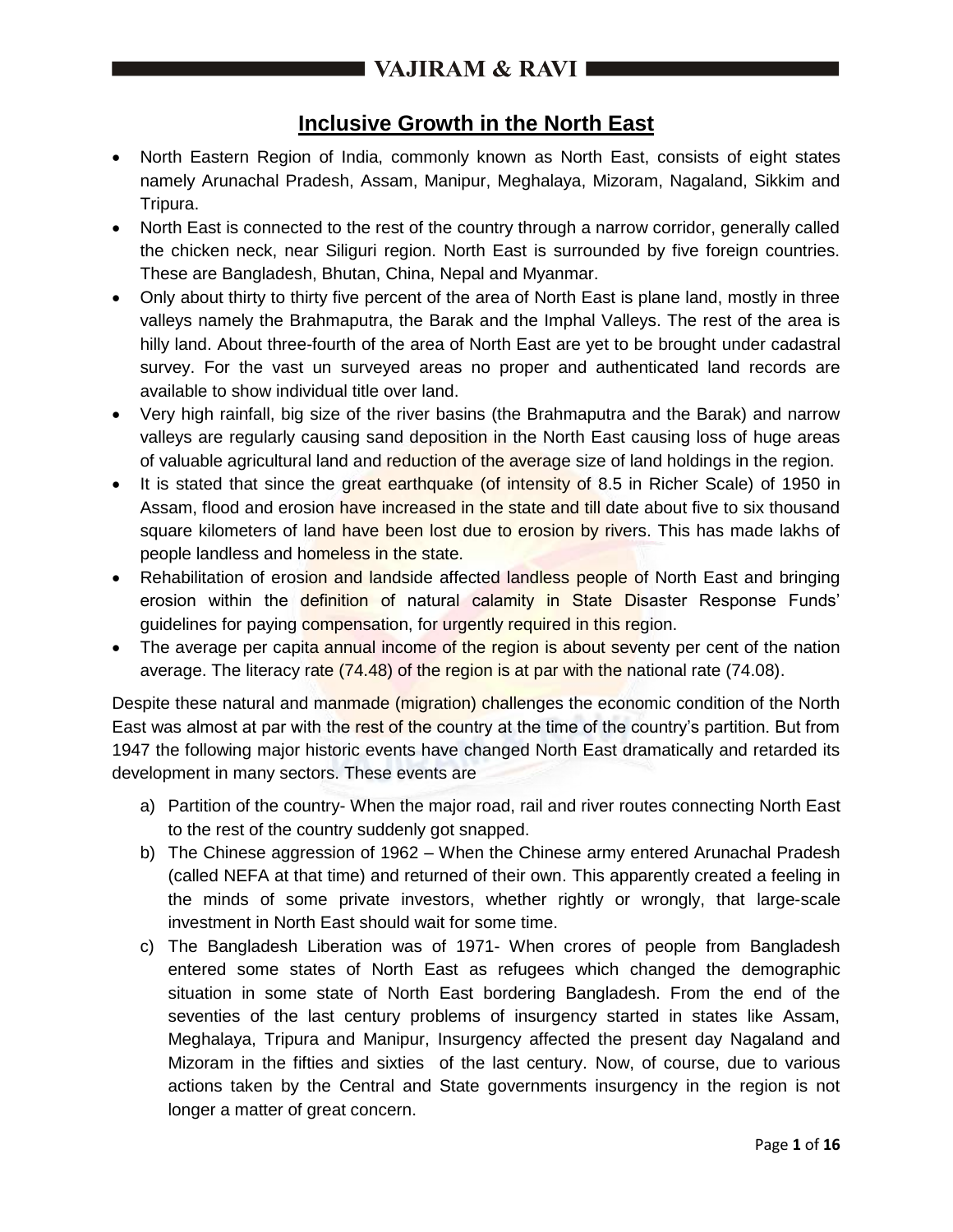# Inclusive Growth in the North East

- North Eastern Region of India, commonly known as North East, consists of eight states namely Arunachal Pradesh, Assam, Manipur, Meghalaya, Mizoram, Nagaland, Sikkim and Tripura.
- North East is connected to the rest of the country through a narrow corridor, generally called the chicken neck, near Siliguri region. North East is surrounded by five foreign countries. These are Bangladesh, Bhutan, China, Nepal and Myanmar.
- Only about thirty to thirty five percent of the area of North East is plane land, mostly in three valleys namely the Brahmaputra, the Barak and the Imphal Valleys. The rest of the area is hilly land. About three-fourth of the area of North East are yet to be brought under cadastral survey. For the vast un surveyed areas no proper and authenticated land records are available to show individual title over land.
- Very high rainfall, big size of the river basins (the Brahmaputra and the Barak) and narrow valleys are regularly causing sand deposition in the North East causing loss of huge areas of valuable agricultural land and reduction of the average size of land holdings in the region.
- It is stated that since the great earthquake (of intensity of 8.5 in Richer Scale) of 1950 in Assam, flood and erosion have increased in the state and till date about five to six thousand square kilometers of land have been lost due to erosion by rivers. This has made lakhs of people landless and homeless in the state.
- Rehabilitation of erosion and landside affected landless people of North East and bringing erosion within the definition of natural calamity in State Disaster Response Funds' guidelines for paying compensation, for urgently required in this region.
- The average per capita annual income of the region is about seventy per cent of the nation average. The literacy rate (74.48) of the region is at par with the national rate (74.08).

Despite these natural and manmade (migration) challenges the economic condition of the North East was almost at par with the rest of the country at the time of the country's partition. But from 1947 the following major historic events have changed North East dramatically and retarded its development in many sectors. These events are

a) Partition of the country- When the major road, rail and river routes connecting North East to the rest of the country suddenly got snapped.

b) The Chinese aggression of 1962 – When the Chinese army entered Arunachal Pradesh (called NEFA at that time) and returned of their own. This apparently created a feeling in the minds of some private investors, whether rightly or wrongly, that large-scale investment in North East should wait for some time.

c) The Bangladesh Liberation was of 1971- When crores of people from Bangladesh entered some states of North East as refugees which changed the demographic situation in some state of North East bordering Bangladesh. From the end of the seventies of the last century problems of insurgency started in states like Assam, Meghalaya, Tripura and Manipur, Insurgency affected the present day Nagaland and Mizoram in the fifties and sixties of the last century. Now, of course, due to various actions taken by the Central and State governments insurgency in the region is not longer a matter of great concern.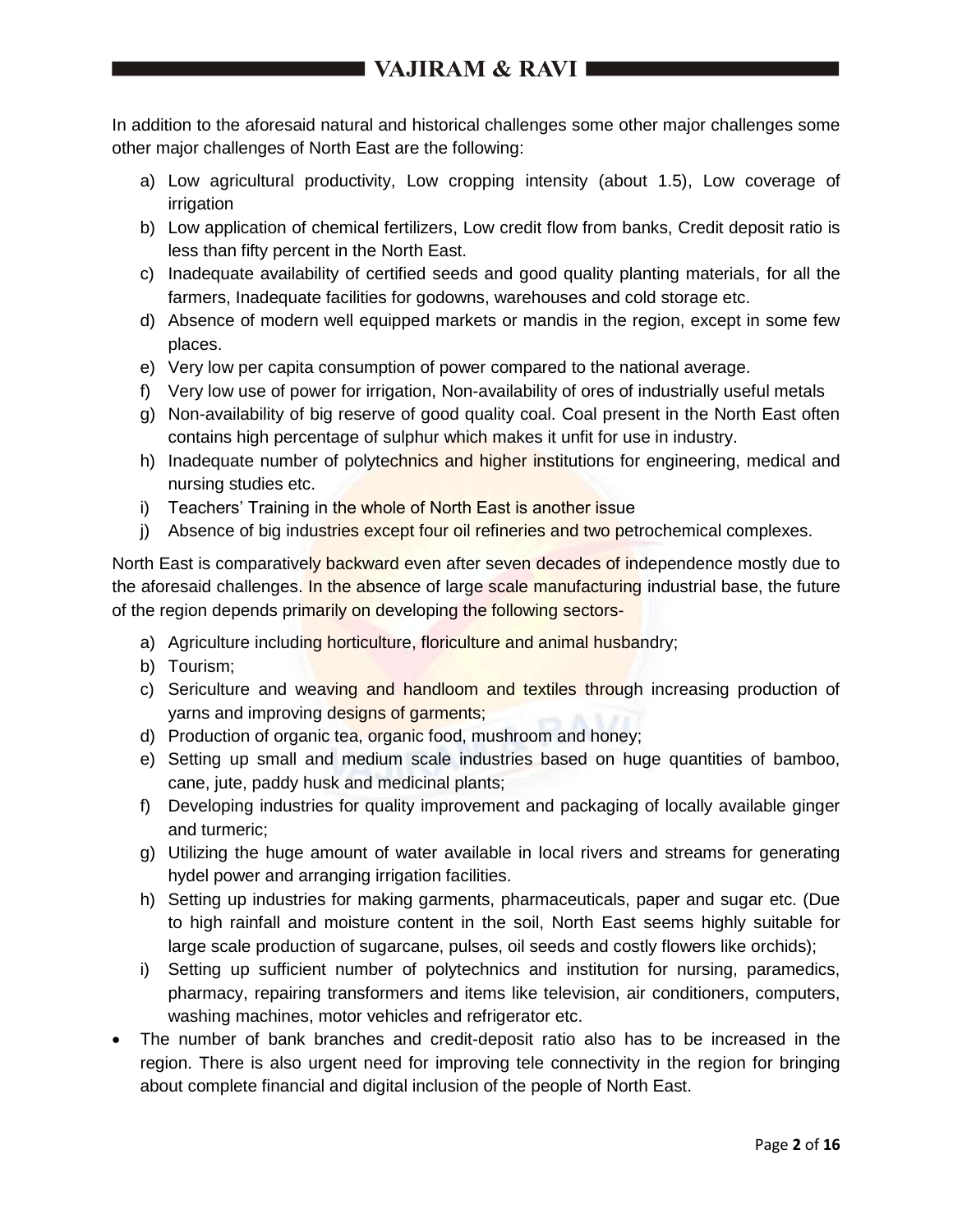In addition to the aforesaid natural and historical challenges some other major challenges some other major challenges of North East are the following:

a) Low agricultural productivity, Low cropping intensity (about 1.5), Low coverage of irrigation
b) Low application of chemical fertilizers, Low credit flow from banks, Credit deposit ratio is less than fifty percent in the North East.
c) Inadequate availability of certified seeds and good quality planting materials, for all the farmers, Inadequate facilities for godowns, warehouses and cold storage etc.
d) Absence of modern well equipped markets or mandis in the region, except in some few places.
e) Very low per capita consumption of power compared to the national average.
f) Very low use of power for irrigation, Non-availability of ores of industrially useful metals
g) Non-availability of big reserve of good quality coal. Coal present in the North East often contains high percentage of sulphur which makes it unfit for use in industry.
h) Inadequate number of polytechnics and higher institutions for engineering, medical and nursing studies etc.
i) Teachers' Training in the whole of North East is another issue
j) Absence of big industries except four oil refineries and two petrochemical complexes.

North East is comparatively backward even after seven decades of independence mostly due to the aforesaid challenges. In the absence of large scale manufacturing industrial base, the future of the region depends primarily on developing the following sectors-

a) Agriculture including horticulture, floriculture and animal husbandry;
b) Tourism;
c) Sericulture and weaving and handloom and textiles through increasing production of yarns and improving designs of garments;
d) Production of organic tea, organic food, mushroom and honey;
e) Setting up small and medium scale industries based on huge quantities of bamboo, cane, jute, paddy husk and medicinal plants;
f) Developing industries for quality improvement and packaging of locally available ginger and turmeric;
g) Utilizing the huge amount of water available in local rivers and streams for generating hydel power and arranging irrigation facilities.
h) Setting up industries for making garments, pharmaceuticals, paper and sugar etc. (Due to high rainfall and moisture content in the soil, North East seems highly suitable for large scale production of sugarcane, pulses, oil seeds and costly flowers like orchids);
i) Setting up sufficient number of polytechnics and institution for nursing, paramedics, pharmacy, repairing transformers and items like television, air conditioners, computers, washing machines, motor vehicles and refrigerator etc.

- The number of bank branches and credit-deposit ratio also has to be increased in the region. There is also urgent need for improving tele connectivity in the region for bringing about complete financial and digital inclusion of the people of North East.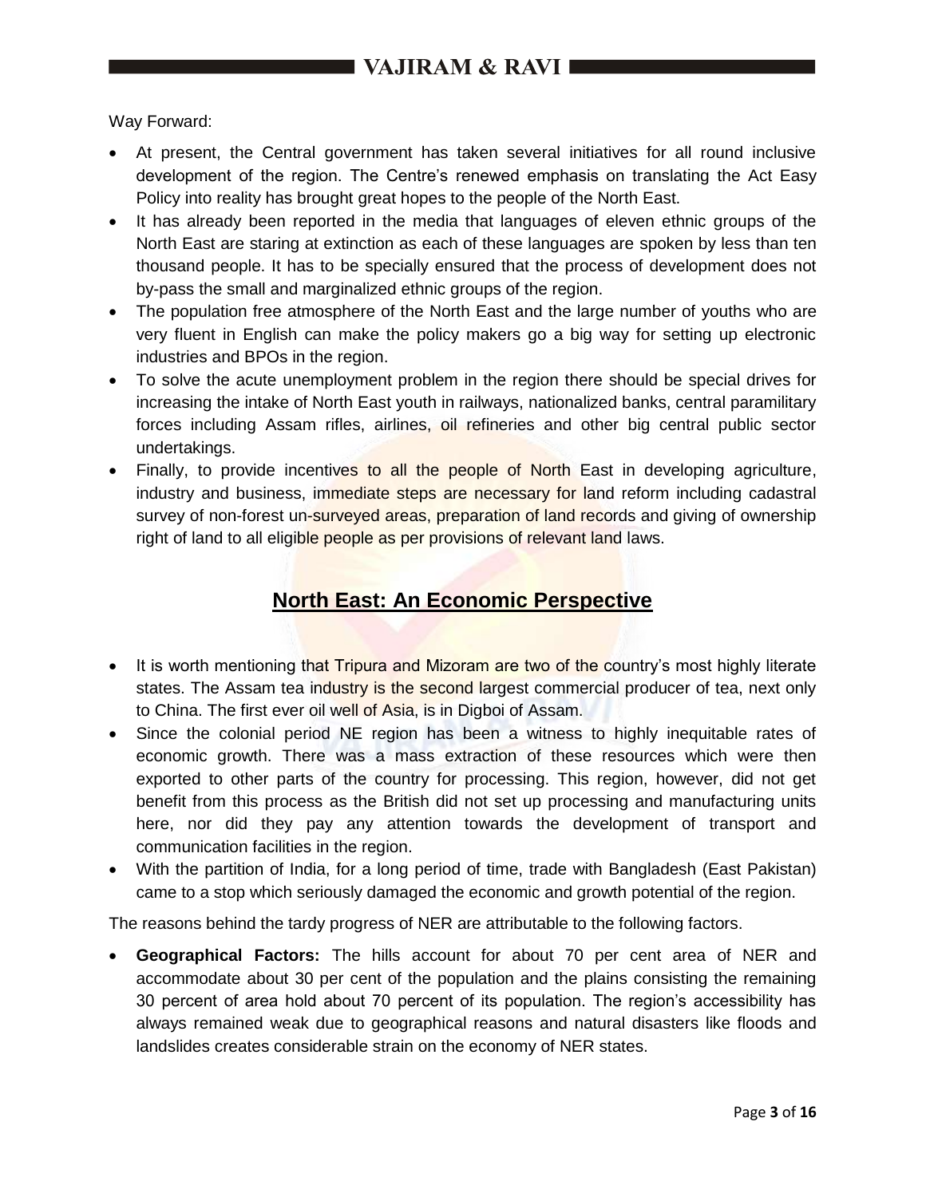Way Forward:

- At present, the Central government has taken several initiatives for all round inclusive development of the region. The Centre's renewed emphasis on translating the Act Easy Policy into reality has brought great hopes to the people of the North East.
- It has already been reported in the media that languages of eleven ethnic groups of the North East are staring at extinction as each of these languages are spoken by less than ten thousand people. It has to be specially ensured that the process of development does not by-pass the small and marginalized ethnic groups of the region.
- The population free atmosphere of the North East and the large number of youths who are very fluent in English can make the policy makers go a big way for setting up electronic industries and BPOs in the region.
- To solve the acute unemployment problem in the region there should be special drives for increasing the intake of North East youth in railways, nationalized banks, central paramilitary forces including Assam rifles, airlines, oil refineries and other big central public sector undertakings.
- Finally, to provide incentives to all the people of North East in developing agriculture, industry and business, immediate steps are necessary for land reform including cadastral survey of non-forest un-surveyed areas, preparation of land records and giving of ownership right of land to all eligible people as per provisions of relevant land laws.

## North East: An Economic Perspective

- It is worth mentioning that Tripura and Mizoram are two of the country's most highly literate states. The Assam tea industry is the second largest commercial producer of tea, next only to China. The first ever oil well of Asia, is in Digboi of Assam.
- Since the colonial period NE region has been a witness to highly inequitable rates of economic growth. There was a mass extraction of these resources which were then exported to other parts of the country for processing. This region, however, did not get benefit from this process as the British did not set up processing and manufacturing units here, nor did they pay any attention towards the development of transport and communication facilities in the region.
- With the partition of India, for a long period of time, trade with Bangladesh (East Pakistan) came to a stop which seriously damaged the economic and growth potential of the region.

The reasons behind the tardy progress of NER are attributable to the following factors.

- **Geographical Factors:** The hills account for about 70 per cent area of NER and accommodate about 30 per cent of the population and the plains consisting the remaining 30 percent of area hold about 70 percent of its population. The region's accessibility has always remained weak due to geographical reasons and natural disasters like floods and landslides creates considerable strain on the economy of NER states.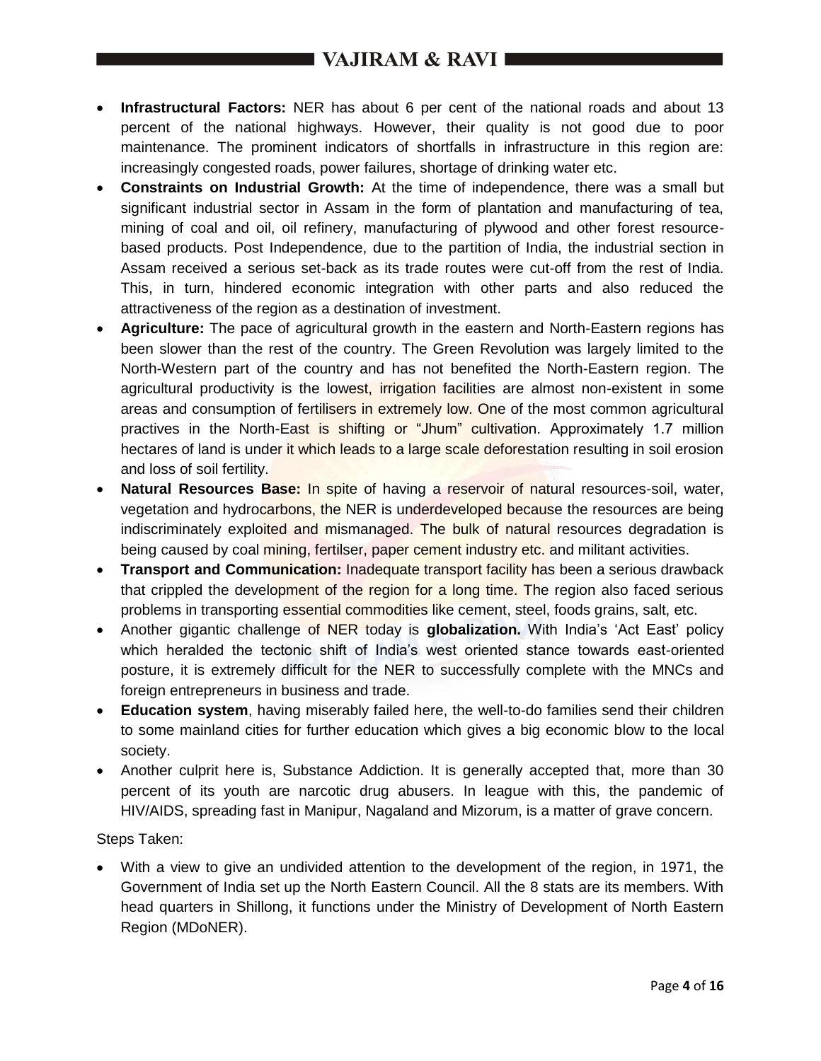- **Infrastructural Factors:** NER has about 6 per cent of the national roads and about 13 percent of the national highways. However, their quality is not good due to poor maintenance. The prominent indicators of shortfalls in infrastructure in this region are: increasingly congested roads, power failures, shortage of drinking water etc.
- **Constraints on Industrial Growth:** At the time of independence, there was a small but significant industrial sector in Assam in the form of plantation and manufacturing of tea, mining of coal and oil, oil refinery, manufacturing of plywood and other forest resource-based products. Post Independence, due to the partition of India, the industrial section in Assam received a serious set-back as its trade routes were cut-off from the rest of India. This, in turn, hindered economic integration with other parts and also reduced the attractiveness of the region as a destination of investment.
- **Agriculture:** The pace of agricultural growth in the eastern and North-Eastern regions has been slower than the rest of the country. The Green Revolution was largely limited to the North-Western part of the country and has not benefited the North-Eastern region. The agricultural productivity is the lowest, irrigation facilities are almost non-existent in some areas and consumption of fertilisers in extremely low. One of the most common agricultural practives in the North-East is shifting or "Jhum" cultivation. Approximately 1.7 million hectares of land is under it which leads to a large scale deforestation resulting in soil erosion and loss of soil fertility.
- **Natural Resources Base:** In spite of having a reservoir of natural resources-soil, water, vegetation and hydrocarbons, the NER is underdeveloped because the resources are being indiscriminately exploited and mismanaged. The bulk of natural resources degradation is being caused by coal mining, fertilser, paper cement industry etc. and militant activities.
- **Transport and Communication:** Inadequate transport facility has been a serious drawback that crippled the development of the region for a long time. The region also faced serious problems in transporting essential commodities like cement, steel, foods grains, salt, etc.
- Another gigantic challenge of NER today is **globalization.** With India's 'Act East' policy which heralded the tectonic shift of India's west oriented stance towards east-oriented posture, it is extremely difficult for the NER to successfully complete with the MNCs and foreign entrepreneurs in business and trade.
- **Education system**, having miserably failed here, the well-to-do families send their children to some mainland cities for further education which gives a big economic blow to the local society.
- Another culprit here is, Substance Addiction. It is generally accepted that, more than 30 percent of its youth are narcotic drug abusers. In league with this, the pandemic of HIV/AIDS, spreading fast in Manipur, Nagaland and Mizorum, is a matter of grave concern.

Steps Taken:

- With a view to give an undivided attention to the development of the region, in 1971, the Government of India set up the North Eastern Council. All the 8 stats are its members. With head quarters in Shillong, it functions under the Ministry of Development of North Eastern Region (MDoNER).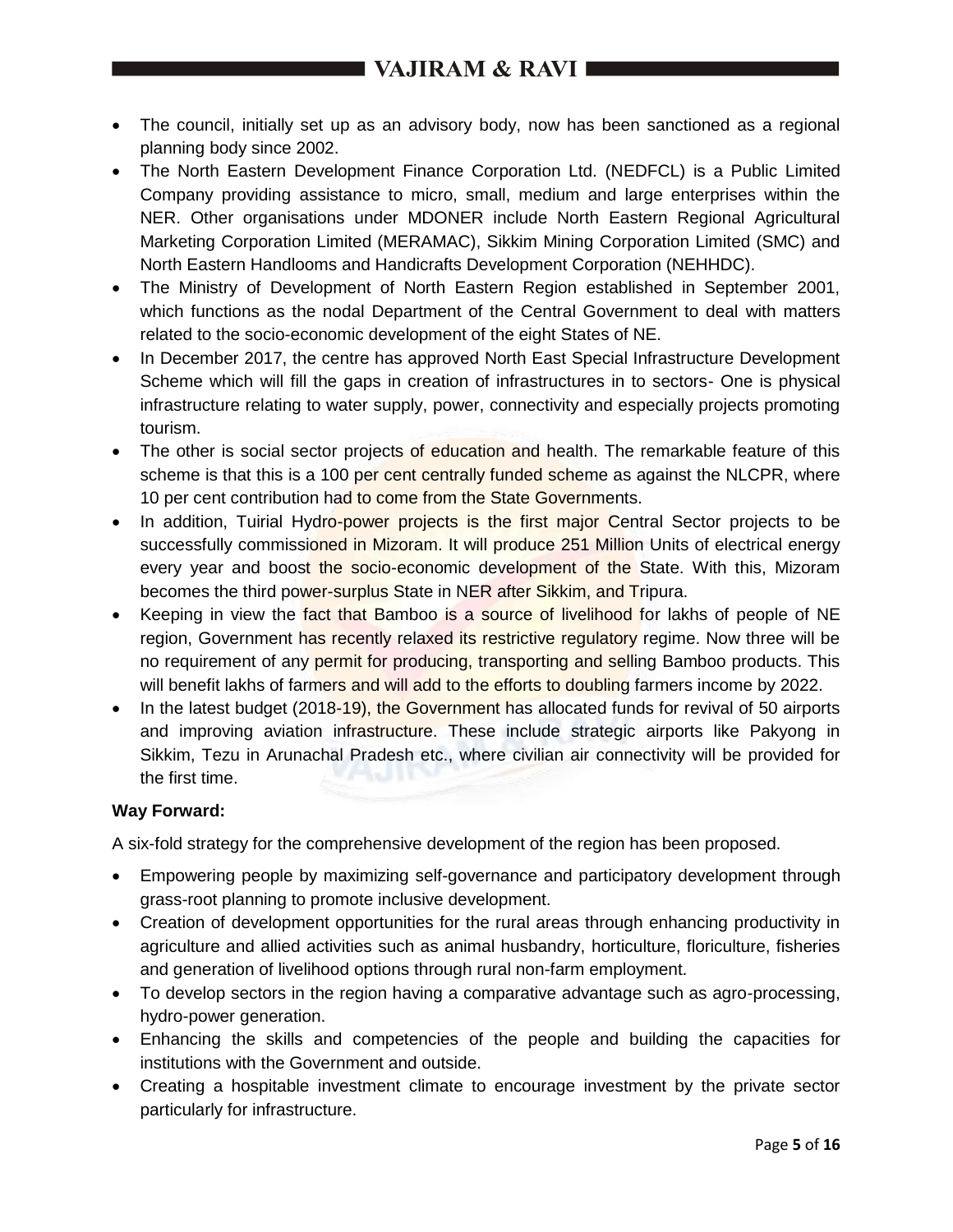- The council, initially set up as an advisory body, now has been sanctioned as a regional planning body since 2002.
- The North Eastern Development Finance Corporation Ltd. (NEDFCL) is a Public Limited Company providing assistance to micro, small, medium and large enterprises within the NER. Other organisations under MDONER include North Eastern Regional Agricultural Marketing Corporation Limited (MERAMAC), Sikkim Mining Corporation Limited (SMC) and North Eastern Handlooms and Handicrafts Development Corporation (NEHHDC).
- The Ministry of Development of North Eastern Region established in September 2001, which functions as the nodal Department of the Central Government to deal with matters related to the socio-economic development of the eight States of NE.
- In December 2017, the centre has approved North East Special Infrastructure Development Scheme which will fill the gaps in creation of infrastructures in to sectors- One is physical infrastructure relating to water supply, power, connectivity and especially projects promoting tourism.
- The other is social sector projects of education and health. The remarkable feature of this scheme is that this is a 100 per cent centrally funded scheme as against the NLCPR, where 10 per cent contribution had to come from the State Governments.
- In addition, Tuirial Hydro-power projects is the first major Central Sector projects to be successfully commissioned in Mizoram. It will produce 251 Million Units of electrical energy every year and boost the socio-economic development of the State. With this, Mizoram becomes the third power-surplus State in NER after Sikkim, and Tripura.
- Keeping in view the fact that Bamboo is a source of livelihood for lakhs of people of NE region, Government has recently relaxed its restrictive regulatory regime. Now three will be no requirement of any permit for producing, transporting and selling Bamboo products. This will benefit lakhs of farmers and will add to the efforts to doubling farmers income by 2022.
- In the latest budget (2018-19), the Government has allocated funds for revival of 50 airports and improving aviation infrastructure. These include strategic airports like Pakyong in Sikkim, Tezu in Arunachal Pradesh etc., where civilian air connectivity will be provided for the first time.

**Way Forward:**

A six-fold strategy for the comprehensive development of the region has been proposed.

- Empowering people by maximizing self-governance and participatory development through grass-root planning to promote inclusive development.
- Creation of development opportunities for the rural areas through enhancing productivity in agriculture and allied activities such as animal husbandry, horticulture, floriculture, fisheries and generation of livelihood options through rural non-farm employment.
- To develop sectors in the region having a comparative advantage such as agro-processing, hydro-power generation.
- Enhancing the skills and competencies of the people and building the capacities for institutions with the Government and outside.
- Creating a hospitable investment climate to encourage investment by the private sector particularly for infrastructure.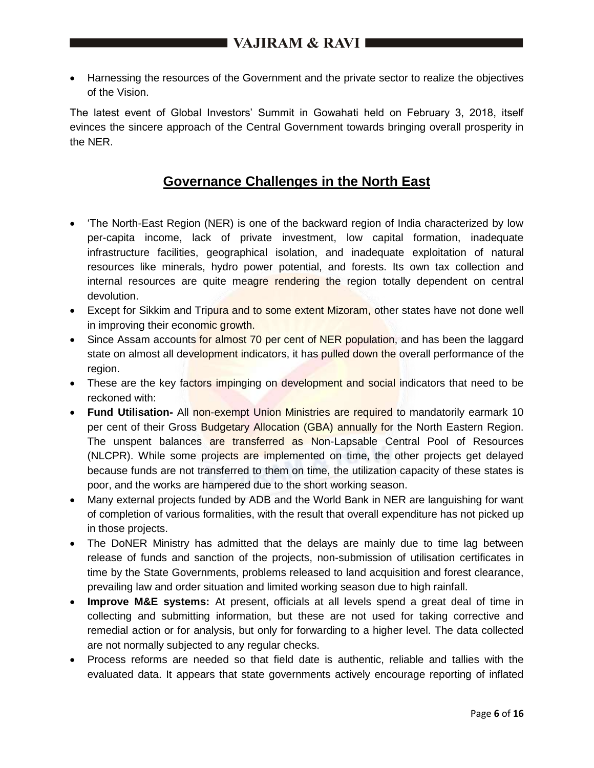- Harnessing the resources of the Government and the private sector to realize the objectives of the Vision.

The latest event of Global Investors' Summit in Gowahati held on February 3, 2018, itself evinces the sincere approach of the Central Government towards bringing overall prosperity in the NER.

## Governance Challenges in the North East

- 'The North-East Region (NER) is one of the backward region of India characterized by low per-capita income, lack of private investment, low capital formation, inadequate infrastructure facilities, geographical isolation, and inadequate exploitation of natural resources like minerals, hydro power potential, and forests. Its own tax collection and internal resources are quite meagre rendering the region totally dependent on central devolution.
- Except for Sikkim and Tripura and to some extent Mizoram, other states have not done well in improving their economic growth.
- Since Assam accounts for almost 70 per cent of NER population, and has been the laggard state on almost all development indicators, it has pulled down the overall performance of the region.
- These are the key factors impinging on development and social indicators that need to be reckoned with:
- **Fund Utilisation-** All non-exempt Union Ministries are required to mandatorily earmark 10 per cent of their Gross Budgetary Allocation (GBA) annually for the North Eastern Region. The unspent balances are transferred as Non-Lapsable Central Pool of Resources (NLCPR). While some projects are implemented on time, the other projects get delayed because funds are not transferred to them on time, the utilization capacity of these states is poor, and the works are hampered due to the short working season.
- Many external projects funded by ADB and the World Bank in NER are languishing for want of completion of various formalities, with the result that overall expenditure has not picked up in those projects.
- The DoNER Ministry has admitted that the delays are mainly due to time lag between release of funds and sanction of the projects, non-submission of utilisation certificates in time by the State Governments, problems released to land acquisition and forest clearance, prevailing law and order situation and limited working season due to high rainfall.
- **Improve M&E systems:** At present, officials at all levels spend a great deal of time in collecting and submitting information, but these are not used for taking corrective and remedial action or for analysis, but only for forwarding to a higher level. The data collected are not normally subjected to any regular checks.
- Process reforms are needed so that field date is authentic, reliable and tallies with the evaluated data. It appears that state governments actively encourage reporting of inflated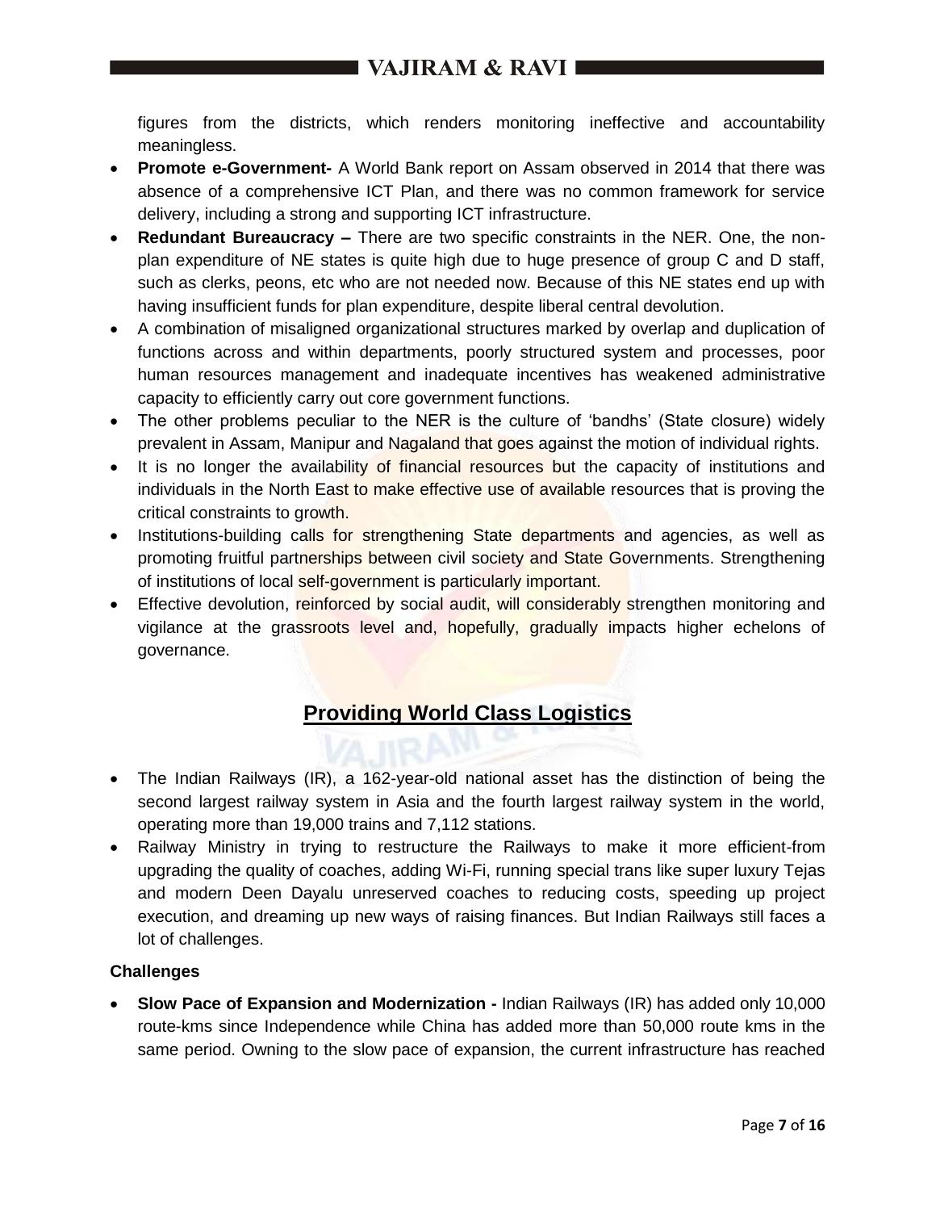figures from the districts, which renders monitoring ineffective and accountability meaningless.

- **Promote e-Government-** A World Bank report on Assam observed in 2014 that there was absence of a comprehensive ICT Plan, and there was no common framework for service delivery, including a strong and supporting ICT infrastructure.
- **Redundant Bureaucracy –** There are two specific constraints in the NER. One, the non-plan expenditure of NE states is quite high due to huge presence of group C and D staff, such as clerks, peons, etc who are not needed now. Because of this NE states end up with having insufficient funds for plan expenditure, despite liberal central devolution.
- A combination of misaligned organizational structures marked by overlap and duplication of functions across and within departments, poorly structured system and processes, poor human resources management and inadequate incentives has weakened administrative capacity to efficiently carry out core government functions.
- The other problems peculiar to the NER is the culture of 'bandhs' (State closure) widely prevalent in Assam, Manipur and Nagaland that goes against the motion of individual rights.
- It is no longer the availability of financial resources but the capacity of institutions and individuals in the North East to make effective use of available resources that is proving the critical constraints to growth.
- Institutions-building calls for strengthening State departments and agencies, as well as promoting fruitful partnerships between civil society and State Governments. Strengthening of institutions of local self-government is particularly important.
- Effective devolution, reinforced by social audit, will considerably strengthen monitoring and vigilance at the grassroots level and, hopefully, gradually impacts higher echelons of governance.

## Providing World Class Logistics

- The Indian Railways (IR), a 162-year-old national asset has the distinction of being the second largest railway system in Asia and the fourth largest railway system in the world, operating more than 19,000 trains and 7,112 stations.
- Railway Ministry in trying to restructure the Railways to make it more efficient-from upgrading the quality of coaches, adding Wi-Fi, running special trans like super luxury Tejas and modern Deen Dayalu unreserved coaches to reducing costs, speeding up project execution, and dreaming up new ways of raising finances. But Indian Railways still faces a lot of challenges.

**Challenges**

- **Slow Pace of Expansion and Modernization -** Indian Railways (IR) has added only 10,000 route-kms since Independence while China has added more than 50,000 route kms in the same period. Owning to the slow pace of expansion, the current infrastructure has reached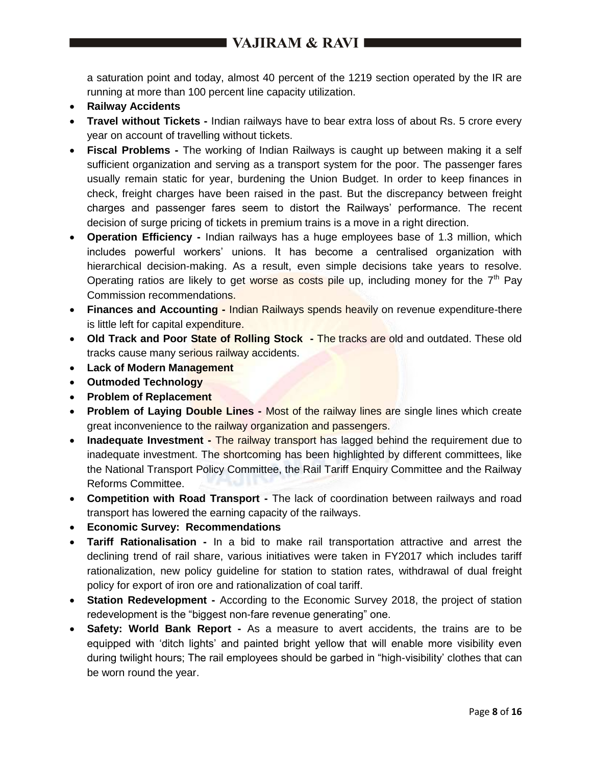a saturation point and today, almost 40 percent of the 1219 section operated by the IR are running at more than 100 percent line capacity utilization.

- **Railway Accidents**
- **Travel without Tickets -** Indian railways have to bear extra loss of about Rs. 5 crore every year on account of travelling without tickets.
- **Fiscal Problems -** The working of Indian Railways is caught up between making it a self sufficient organization and serving as a transport system for the poor. The passenger fares usually remain static for year, burdening the Union Budget. In order to keep finances in check, freight charges have been raised in the past. But the discrepancy between freight charges and passenger fares seem to distort the Railways' performance. The recent decision of surge pricing of tickets in premium trains is a move in a right direction.
- **Operation Efficiency -** Indian railways has a huge employees base of 1.3 million, which includes powerful workers' unions. It has become a centralised organization with hierarchical decision-making. As a result, even simple decisions take years to resolve. Operating ratios are likely to get worse as costs pile up, including money for the 7th Pay Commission recommendations.
- **Finances and Accounting -** Indian Railways spends heavily on revenue expenditure-there is little left for capital expenditure.
- **Old Track and Poor State of Rolling Stock -** The tracks are old and outdated. These old tracks cause many serious railway accidents.
- **Lack of Modern Management**
- **Outmoded Technology**
- **Problem of Replacement**
- **Problem of Laying Double Lines -** Most of the railway lines are single lines which create great inconvenience to the railway organization and passengers.
- **Inadequate Investment -** The railway transport has lagged behind the requirement due to inadequate investment. The shortcoming has been highlighted by different committees, like the National Transport Policy Committee, the Rail Tariff Enquiry Committee and the Railway Reforms Committee.
- **Competition with Road Transport -** The lack of coordination between railways and road transport has lowered the earning capacity of the railways.
- **Economic Survey: Recommendations**
- **Tariff Rationalisation -** In a bid to make rail transportation attractive and arrest the declining trend of rail share, various initiatives were taken in FY2017 which includes tariff rationalization, new policy guideline for station to station rates, withdrawal of dual freight policy for export of iron ore and rationalization of coal tariff.
- **Station Redevelopment -** According to the Economic Survey 2018, the project of station redevelopment is the "biggest non-fare revenue generating" one.
- **Safety: World Bank Report -** As a measure to avert accidents, the trains are to be equipped with 'ditch lights' and painted bright yellow that will enable more visibility even during twilight hours; The rail employees should be garbed in "high-visibility' clothes that can be worn round the year.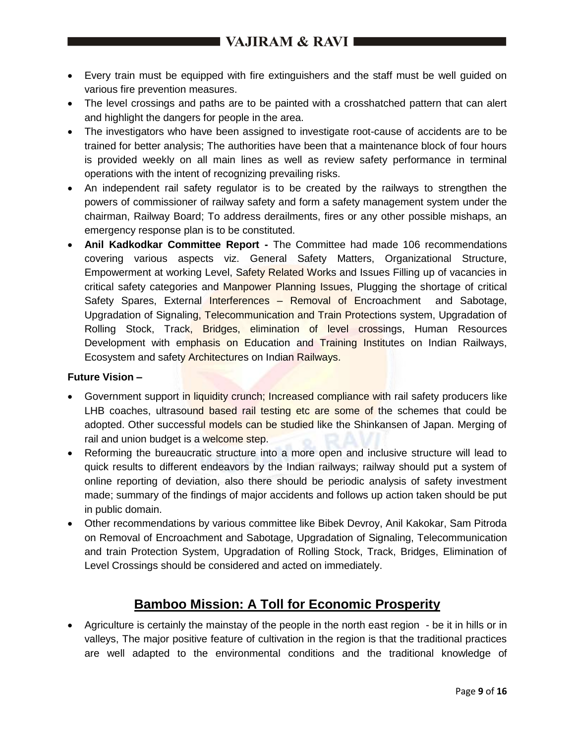- Every train must be equipped with fire extinguishers and the staff must be well guided on various fire prevention measures.
- The level crossings and paths are to be painted with a crosshatched pattern that can alert and highlight the dangers for people in the area.
- The investigators who have been assigned to investigate root-cause of accidents are to be trained for better analysis; The authorities have been that a maintenance block of four hours is provided weekly on all main lines as well as review safety performance in terminal operations with the intent of recognizing prevailing risks.
- An independent rail safety regulator is to be created by the railways to strengthen the powers of commissioner of railway safety and form a safety management system under the chairman, Railway Board; To address derailments, fires or any other possible mishaps, an emergency response plan is to be constituted.
- **Anil Kadkodkar Committee Report -** The Committee had made 106 recommendations covering various aspects viz. General Safety Matters, Organizational Structure, Empowerment at working Level, Safety Related Works and Issues Filling up of vacancies in critical safety categories and Manpower Planning Issues, Plugging the shortage of critical Safety Spares, External Interferences – Removal of Encroachment and Sabotage, Upgradation of Signaling, Telecommunication and Train Protections system, Upgradation of Rolling Stock, Track, Bridges, elimination of level crossings, Human Resources Development with emphasis on Education and Training Institutes on Indian Railways, Ecosystem and safety Architectures on Indian Railways.

**Future Vision –**

- Government support in liquidity crunch; Increased compliance with rail safety producers like LHB coaches, ultrasound based rail testing etc are some of the schemes that could be adopted. Other successful models can be studied like the Shinkansen of Japan. Merging of rail and union budget is a welcome step.
- Reforming the bureaucratic structure into a more open and inclusive structure will lead to quick results to different endeavors by the Indian railways; railway should put a system of online reporting of deviation, also there should be periodic analysis of safety investment made; summary of the findings of major accidents and follows up action taken should be put in public domain.
- Other recommendations by various committee like Bibek Devroy, Anil Kakokar, Sam Pitroda on Removal of Encroachment and Sabotage, Upgradation of Signaling, Telecommunication and train Protection System, Upgradation of Rolling Stock, Track, Bridges, Elimination of Level Crossings should be considered and acted on immediately.

## Bamboo Mission: A Toll for Economic Prosperity

- Agriculture is certainly the mainstay of the people in the north east region - be it in hills or in valleys, The major positive feature of cultivation in the region is that the traditional practices are well adapted to the environmental conditions and the traditional knowledge of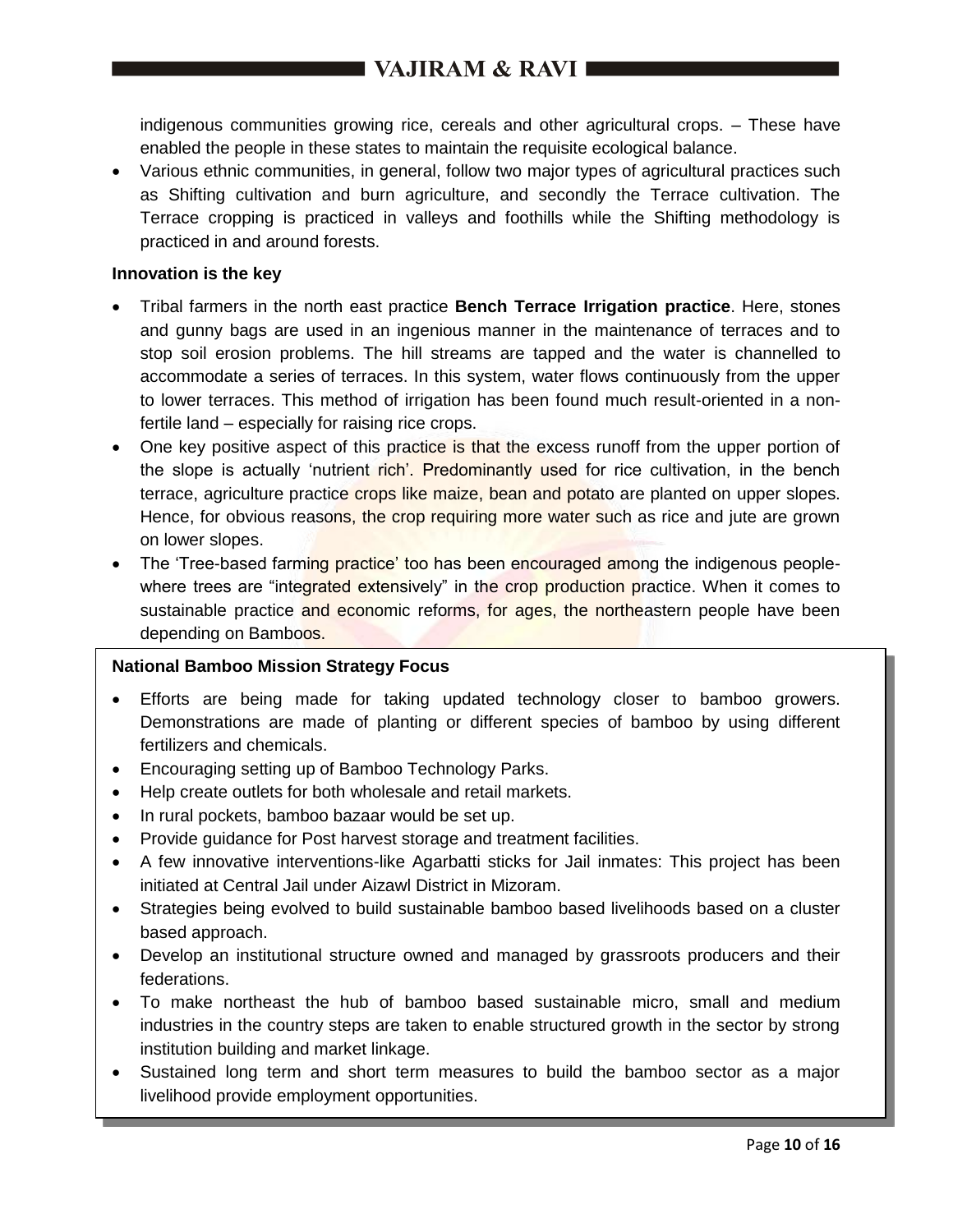indigenous communities growing rice, cereals and other agricultural crops. – These have enabled the people in these states to maintain the requisite ecological balance.

- Various ethnic communities, in general, follow two major types of agricultural practices such as Shifting cultivation and burn agriculture, and secondly the Terrace cultivation. The Terrace cropping is practiced in valleys and foothills while the Shifting methodology is practiced in and around forests.

**Innovation is the key**

- Tribal farmers in the north east practice **Bench Terrace Irrigation practice**. Here, stones and gunny bags are used in an ingenious manner in the maintenance of terraces and to stop soil erosion problems. The hill streams are tapped and the water is channelled to accommodate a series of terraces. In this system, water flows continuously from the upper to lower terraces. This method of irrigation has been found much result-oriented in a non-fertile land – especially for raising rice crops.
- One key positive aspect of this practice is that the excess runoff from the upper portion of the slope is actually 'nutrient rich'. Predominantly used for rice cultivation, in the bench terrace, agriculture practice crops like maize, bean and potato are planted on upper slopes. Hence, for obvious reasons, the crop requiring more water such as rice and jute are grown on lower slopes.
- The 'Tree-based farming practice' too has been encouraged among the indigenous people-where trees are "integrated extensively" in the crop production practice. When it comes to sustainable practice and economic reforms, for ages, the northeastern people have been depending on Bamboos.

**National Bamboo Mission Strategy Focus**

- Efforts are being made for taking updated technology closer to bamboo growers. Demonstrations are made of planting or different species of bamboo by using different fertilizers and chemicals.
- Encouraging setting up of Bamboo Technology Parks.
- Help create outlets for both wholesale and retail markets.
- In rural pockets, bamboo bazaar would be set up.
- Provide guidance for Post harvest storage and treatment facilities.
- A few innovative interventions-like Agarbatti sticks for Jail inmates: This project has been initiated at Central Jail under Aizawl District in Mizoram.
- Strategies being evolved to build sustainable bamboo based livelihoods based on a cluster based approach.
- Develop an institutional structure owned and managed by grassroots producers and their federations.
- To make northeast the hub of bamboo based sustainable micro, small and medium industries in the country steps are taken to enable structured growth in the sector by strong institution building and market linkage.
- Sustained long term and short term measures to build the bamboo sector as a major livelihood provide employment opportunities.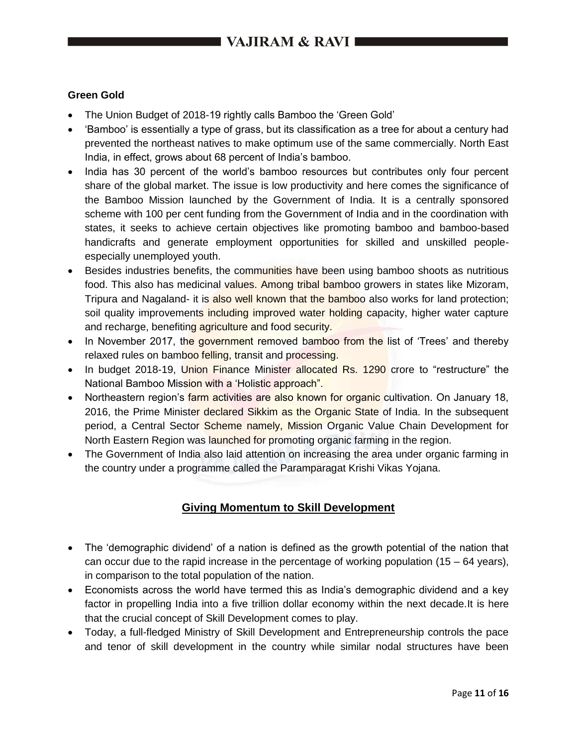**Green Gold**

- The Union Budget of 2018-19 rightly calls Bamboo the 'Green Gold'
- 'Bamboo' is essentially a type of grass, but its classification as a tree for about a century had prevented the northeast natives to make optimum use of the same commercially. North East India, in effect, grows about 68 percent of India's bamboo.
- India has 30 percent of the world's bamboo resources but contributes only four percent share of the global market. The issue is low productivity and here comes the significance of the Bamboo Mission launched by the Government of India. It is a centrally sponsored scheme with 100 per cent funding from the Government of India and in the coordination with states, it seeks to achieve certain objectives like promoting bamboo and bamboo-based handicrafts and generate employment opportunities for skilled and unskilled people-especially unemployed youth.
- Besides industries benefits, the communities have been using bamboo shoots as nutritious food. This also has medicinal values. Among tribal bamboo growers in states like Mizoram, Tripura and Nagaland- it is also well known that the bamboo also works for land protection; soil quality improvements including improved water holding capacity, higher water capture and recharge, benefiting agriculture and food security.
- In November 2017, the government removed bamboo from the list of 'Trees' and thereby relaxed rules on bamboo felling, transit and processing.
- In budget 2018-19, Union Finance Minister allocated Rs. 1290 crore to "restructure" the National Bamboo Mission with a 'Holistic approach".
- Northeastern region's farm activities are also known for organic cultivation. On January 18, 2016, the Prime Minister declared Sikkim as the Organic State of India. In the subsequent period, a Central Sector Scheme namely, Mission Organic Value Chain Development for North Eastern Region was launched for promoting organic farming in the region.
- The Government of India also laid attention on increasing the area under organic farming in the country under a programme called the Paramparagat Krishi Vikas Yojana.

## Giving Momentum to Skill Development

- The 'demographic dividend' of a nation is defined as the growth potential of the nation that can occur due to the rapid increase in the percentage of working population (15 – 64 years), in comparison to the total population of the nation.
- Economists across the world have termed this as India's demographic dividend and a key factor in propelling India into a five trillion dollar economy within the next decade.It is here that the crucial concept of Skill Development comes to play.
- Today, a full-fledged Ministry of Skill Development and Entrepreneurship controls the pace and tenor of skill development in the country while similar nodal structures have been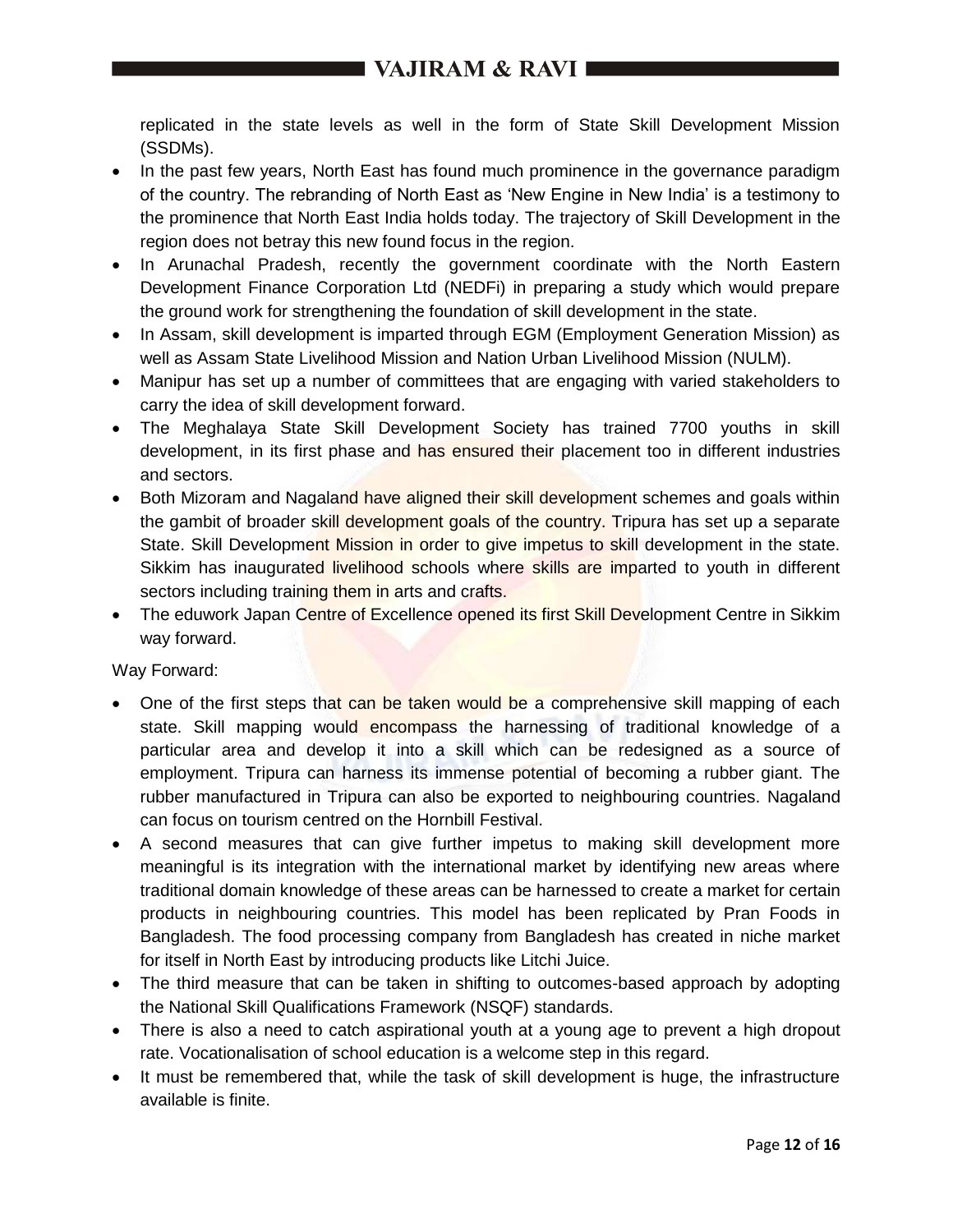replicated in the state levels as well in the form of State Skill Development Mission (SSDMs).

- In the past few years, North East has found much prominence in the governance paradigm of the country. The rebranding of North East as 'New Engine in New India' is a testimony to the prominence that North East India holds today. The trajectory of Skill Development in the region does not betray this new found focus in the region.
- In Arunachal Pradesh, recently the government coordinate with the North Eastern Development Finance Corporation Ltd (NEDFi) in preparing a study which would prepare the ground work for strengthening the foundation of skill development in the state.
- In Assam, skill development is imparted through EGM (Employment Generation Mission) as well as Assam State Livelihood Mission and Nation Urban Livelihood Mission (NULM).
- Manipur has set up a number of committees that are engaging with varied stakeholders to carry the idea of skill development forward.
- The Meghalaya State Skill Development Society has trained 7700 youths in skill development, in its first phase and has ensured their placement too in different industries and sectors.
- Both Mizoram and Nagaland have aligned their skill development schemes and goals within the gambit of broader skill development goals of the country. Tripura has set up a separate State. Skill Development Mission in order to give impetus to skill development in the state. Sikkim has inaugurated livelihood schools where skills are imparted to youth in different sectors including training them in arts and crafts.
- The eduwork Japan Centre of Excellence opened its first Skill Development Centre in Sikkim way forward.

Way Forward:

- One of the first steps that can be taken would be a comprehensive skill mapping of each state. Skill mapping would encompass the harnessing of traditional knowledge of a particular area and develop it into a skill which can be redesigned as a source of employment. Tripura can harness its immense potential of becoming a rubber giant. The rubber manufactured in Tripura can also be exported to neighbouring countries. Nagaland can focus on tourism centred on the Hornbill Festival.
- A second measures that can give further impetus to making skill development more meaningful is its integration with the international market by identifying new areas where traditional domain knowledge of these areas can be harnessed to create a market for certain products in neighbouring countries. This model has been replicated by Pran Foods in Bangladesh. The food processing company from Bangladesh has created in niche market for itself in North East by introducing products like Litchi Juice.
- The third measure that can be taken in shifting to outcomes-based approach by adopting the National Skill Qualifications Framework (NSQF) standards.
- There is also a need to catch aspirational youth at a young age to prevent a high dropout rate. Vocationalisation of school education is a welcome step in this regard.
- It must be remembered that, while the task of skill development is huge, the infrastructure available is finite.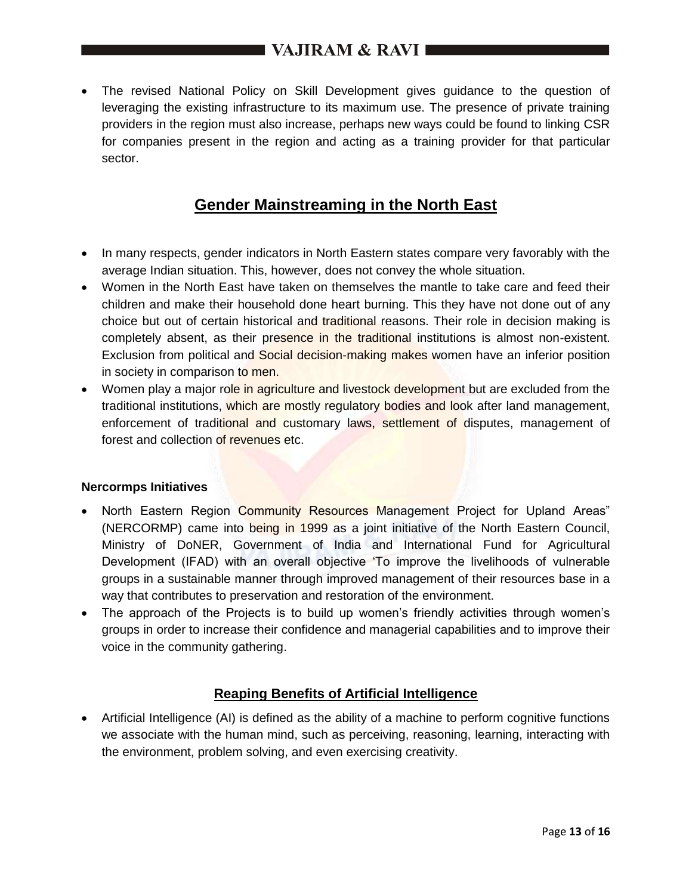- The revised National Policy on Skill Development gives guidance to the question of leveraging the existing infrastructure to its maximum use. The presence of private training providers in the region must also increase, perhaps new ways could be found to linking CSR for companies present in the region and acting as a training provider for that particular sector.

## Gender Mainstreaming in the North East

- In many respects, gender indicators in North Eastern states compare very favorably with the average Indian situation. This, however, does not convey the whole situation.
- Women in the North East have taken on themselves the mantle to take care and feed their children and make their household done heart burning. This they have not done out of any choice but out of certain historical and traditional reasons. Their role in decision making is completely absent, as their presence in the traditional institutions is almost non-existent. Exclusion from political and Social decision-making makes women have an inferior position in society in comparison to men.
- Women play a major role in agriculture and livestock development but are excluded from the traditional institutions, which are mostly regulatory bodies and look after land management, enforcement of traditional and customary laws, settlement of disputes, management of forest and collection of revenues etc.

**Nercormps Initiatives**

- North Eastern Region Community Resources Management Project for Upland Areas" (NERCORMP) came into being in 1999 as a joint initiative of the North Eastern Council, Ministry of DoNER, Government of India and International Fund for Agricultural Development (IFAD) with an overall objective 'To improve the livelihoods of vulnerable groups in a sustainable manner through improved management of their resources base in a way that contributes to preservation and restoration of the environment.
- The approach of the Projects is to build up women's friendly activities through women's groups in order to increase their confidence and managerial capabilities and to improve their voice in the community gathering.

## Reaping Benefits of Artificial Intelligence

- Artificial Intelligence (AI) is defined as the ability of a machine to perform cognitive functions we associate with the human mind, such as perceiving, reasoning, learning, interacting with the environment, problem solving, and even exercising creativity.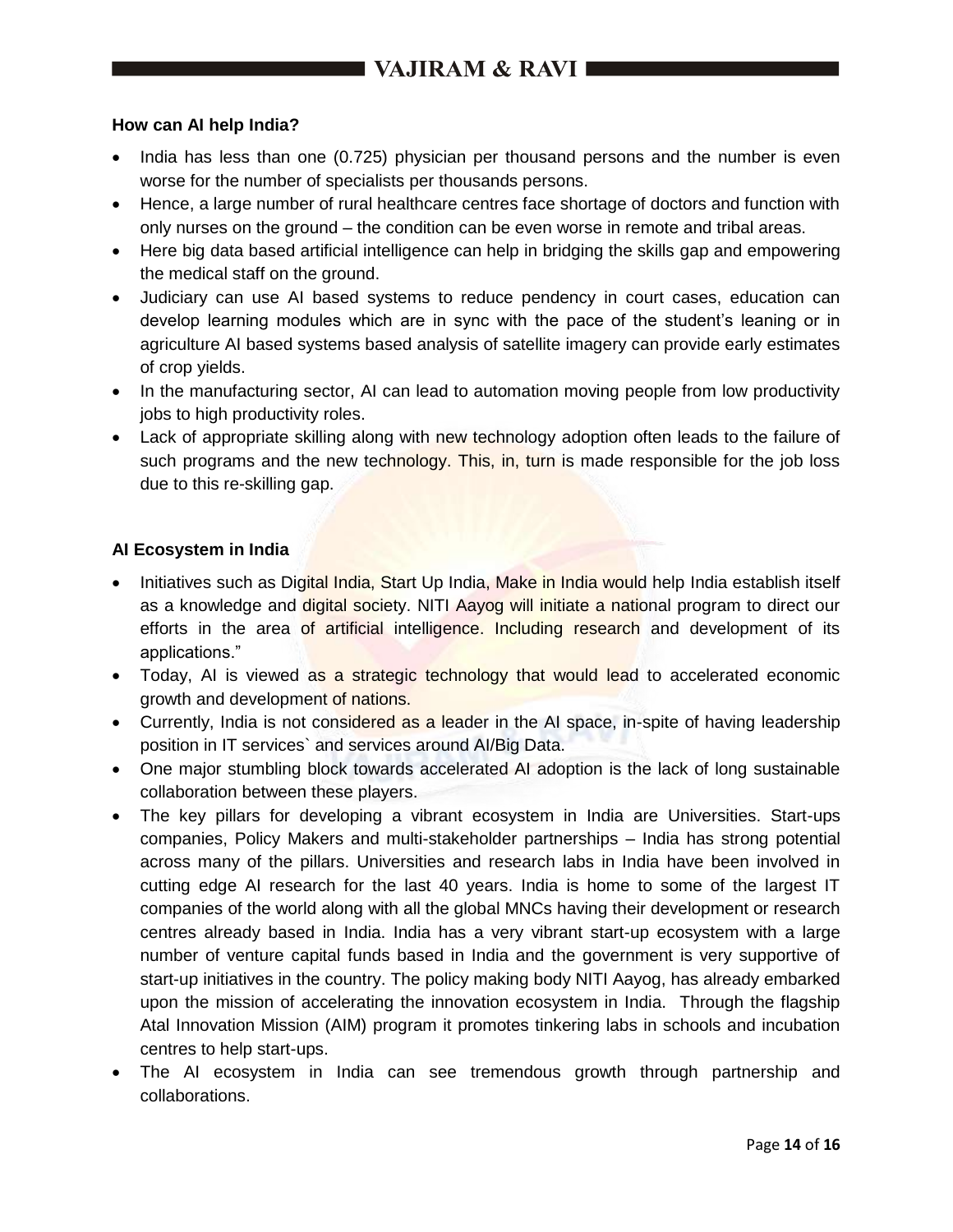**How can AI help India?**

- India has less than one (0.725) physician per thousand persons and the number is even worse for the number of specialists per thousands persons.
- Hence, a large number of rural healthcare centres face shortage of doctors and function with only nurses on the ground – the condition can be even worse in remote and tribal areas.
- Here big data based artificial intelligence can help in bridging the skills gap and empowering the medical staff on the ground.
- Judiciary can use AI based systems to reduce pendency in court cases, education can develop learning modules which are in sync with the pace of the student's leaning or in agriculture AI based systems based analysis of satellite imagery can provide early estimates of crop yields.
- In the manufacturing sector, AI can lead to automation moving people from low productivity jobs to high productivity roles.
- Lack of appropriate skilling along with new technology adoption often leads to the failure of such programs and the new technology. This, in, turn is made responsible for the job loss due to this re-skilling gap.

**AI Ecosystem in India**

- Initiatives such as Digital India, Start Up India, Make in India would help India establish itself as a knowledge and digital society. NITI Aayog will initiate a national program to direct our efforts in the area of artificial intelligence. Including research and development of its applications."
- Today, AI is viewed as a strategic technology that would lead to accelerated economic growth and development of nations.
- Currently, India is not considered as a leader in the AI space, in-spite of having leadership position in IT services` and services around AI/Big Data.
- One major stumbling block towards accelerated AI adoption is the lack of long sustainable collaboration between these players.
- The key pillars for developing a vibrant ecosystem in India are Universities. Start-ups companies, Policy Makers and multi-stakeholder partnerships – India has strong potential across many of the pillars. Universities and research labs in India have been involved in cutting edge AI research for the last 40 years. India is home to some of the largest IT companies of the world along with all the global MNCs having their development or research centres already based in India. India has a very vibrant start-up ecosystem with a large number of venture capital funds based in India and the government is very supportive of start-up initiatives in the country. The policy making body NITI Aayog, has already embarked upon the mission of accelerating the innovation ecosystem in India. Through the flagship Atal Innovation Mission (AIM) program it promotes tinkering labs in schools and incubation centres to help start-ups.
- The AI ecosystem in India can see tremendous growth through partnership and collaborations.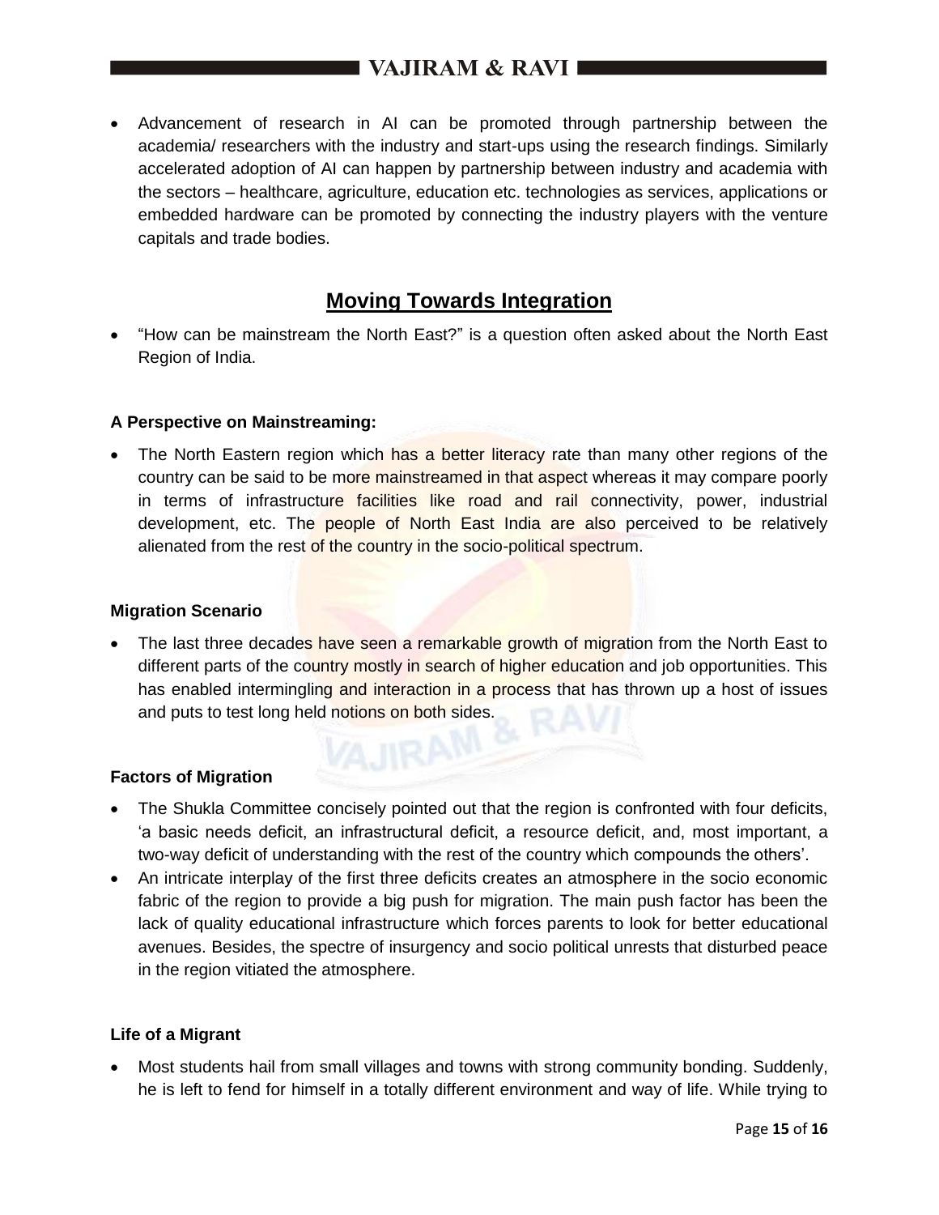- Advancement of research in AI can be promoted through partnership between the academia/ researchers with the industry and start-ups using the research findings. Similarly accelerated adoption of AI can happen by partnership between industry and academia with the sectors – healthcare, agriculture, education etc. technologies as services, applications or embedded hardware can be promoted by connecting the industry players with the venture capitals and trade bodies.

## Moving Towards Integration

- "How can be mainstream the North East?" is a question often asked about the North East Region of India.

**A Perspective on Mainstreaming:**

- The North Eastern region which has a better literacy rate than many other regions of the country can be said to be more mainstreamed in that aspect whereas it may compare poorly in terms of infrastructure facilities like road and rail connectivity, power, industrial development, etc. The people of North East India are also perceived to be relatively alienated from the rest of the country in the socio-political spectrum.

**Migration Scenario**

- The last three decades have seen a remarkable growth of migration from the North East to different parts of the country mostly in search of higher education and job opportunities. This has enabled intermingling and interaction in a process that has thrown up a host of issues and puts to test long held notions on both sides.

**Factors of Migration**

- The Shukla Committee concisely pointed out that the region is confronted with four deficits, 'a basic needs deficit, an infrastructural deficit, a resource deficit, and, most important, a two-way deficit of understanding with the rest of the country which compounds the others'.
- An intricate interplay of the first three deficits creates an atmosphere in the socio economic fabric of the region to provide a big push for migration. The main push factor has been the lack of quality educational infrastructure which forces parents to look for better educational avenues. Besides, the spectre of insurgency and socio political unrests that disturbed peace in the region vitiated the atmosphere.

**Life of a Migrant**

- Most students hail from small villages and towns with strong community bonding. Suddenly, he is left to fend for himself in a totally different environment and way of life. While trying to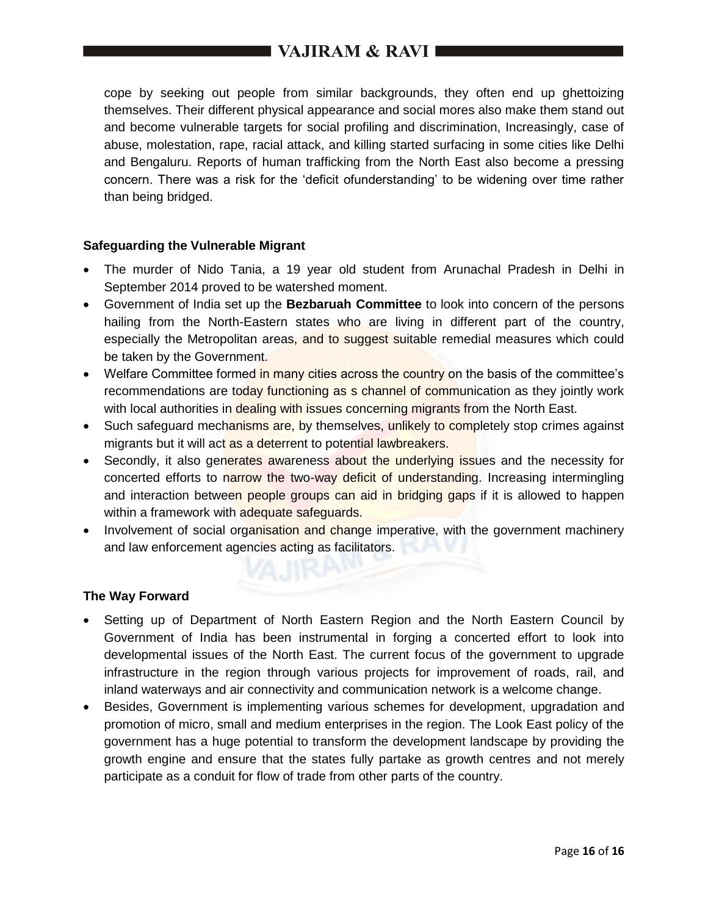cope by seeking out people from similar backgrounds, they often end up ghettoizing themselves. Their different physical appearance and social mores also make them stand out and become vulnerable targets for social profiling and discrimination, Increasingly, case of abuse, molestation, rape, racial attack, and killing started surfacing in some cities like Delhi and Bengaluru. Reports of human trafficking from the North East also become a pressing concern. There was a risk for the 'deficit ofunderstanding' to be widening over time rather than being bridged.

**Safeguarding the Vulnerable Migrant**

- The murder of Nido Tania, a 19 year old student from Arunachal Pradesh in Delhi in September 2014 proved to be watershed moment.
- Government of India set up the **Bezbaruah Committee** to look into concern of the persons hailing from the North-Eastern states who are living in different part of the country, especially the Metropolitan areas, and to suggest suitable remedial measures which could be taken by the Government.
- Welfare Committee formed in many cities across the country on the basis of the committee's recommendations are today functioning as s channel of communication as they jointly work with local authorities in dealing with issues concerning migrants from the North East.
- Such safeguard mechanisms are, by themselves, unlikely to completely stop crimes against migrants but it will act as a deterrent to potential lawbreakers.
- Secondly, it also generates awareness about the underlying issues and the necessity for concerted efforts to narrow the two-way deficit of understanding. Increasing intermingling and interaction between people groups can aid in bridging gaps if it is allowed to happen within a framework with adequate safeguards.
- Involvement of social organisation and change imperative, with the government machinery and law enforcement agencies acting as facilitators.

**The Way Forward**

- Setting up of Department of North Eastern Region and the North Eastern Council by Government of India has been instrumental in forging a concerted effort to look into developmental issues of the North East. The current focus of the government to upgrade infrastructure in the region through various projects for improvement of roads, rail, and inland waterways and air connectivity and communication network is a welcome change.
- Besides, Government is implementing various schemes for development, upgradation and promotion of micro, small and medium enterprises in the region. The Look East policy of the government has a huge potential to transform the development landscape by providing the growth engine and ensure that the states fully partake as growth centres and not merely participate as a conduit for flow of trade from other parts of the country.